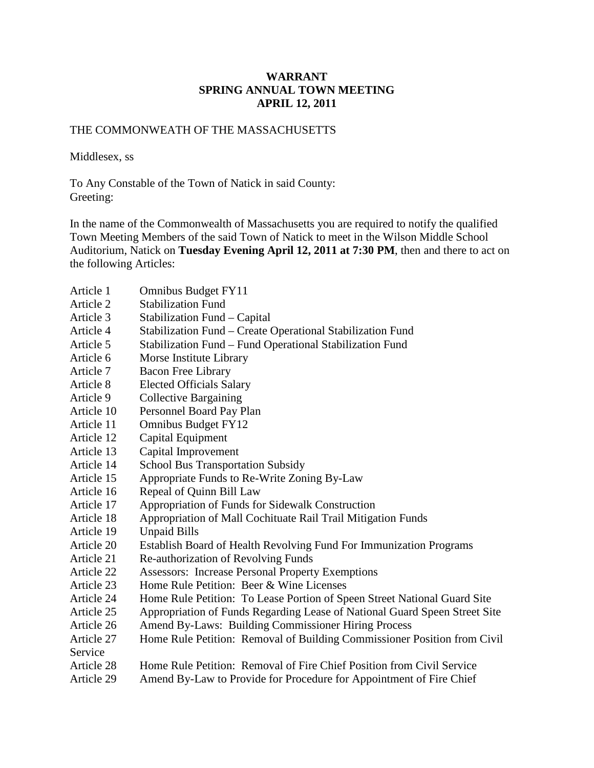# WARRANT
# SPRING ANNUAL TOWN MEETING
# APRIL 12, 2011

THE COMMONWEATH OF THE MASSACHUSETTS

Middlesex, ss

To Any Constable of the Town of Natick in said County:
Greeting:

In the name of the Commonwealth of Massachusetts you are required to notify the qualified Town Meeting Members of the said Town of Natick to meet in the Wilson Middle School Auditorium, Natick on **Tuesday Evening April 12, 2011 at 7:30 PM**, then and there to act on the following Articles:

| | |
|---|---|
| Article 1 | Omnibus Budget FY11 |
| Article 2 | Stabilization Fund |
| Article 3 | Stabilization Fund – Capital |
| Article 4 | Stabilization Fund – Create Operational Stabilization Fund |
| Article 5 | Stabilization Fund – Fund Operational Stabilization Fund |
| Article 6 | Morse Institute Library |
| Article 7 | Bacon Free Library |
| Article 8 | Elected Officials Salary |
| Article 9 | Collective Bargaining |
| Article 10 | Personnel Board Pay Plan |
| Article 11 | Omnibus Budget FY12 |
| Article 12 | Capital Equipment |
| Article 13 | Capital Improvement |
| Article 14 | School Bus Transportation Subsidy |
| Article 15 | Appropriate Funds to Re-Write Zoning By-Law |
| Article 16 | Repeal of Quinn Bill Law |
| Article 17 | Appropriation of Funds for Sidewalk Construction |
| Article 18 | Appropriation of Mall Cochituate Rail Trail Mitigation Funds |
| Article 19 | Unpaid Bills |
| Article 20 | Establish Board of Health Revolving Fund For Immunization Programs |
| Article 21 | Re-authorization of Revolving Funds |
| Article 22 | Assessors: Increase Personal Property Exemptions |
| Article 23 | Home Rule Petition: Beer & Wine Licenses |
| Article 24 | Home Rule Petition: To Lease Portion of Speen Street National Guard Site |
| Article 25 | Appropriation of Funds Regarding Lease of National Guard Speen Street Site |
| Article 26 | Amend By-Laws: Building Commissioner Hiring Process |
| Article 27 | Home Rule Petition: Removal of Building Commissioner Position from Civil Service |
| Article 28 | Home Rule Petition: Removal of Fire Chief Position from Civil Service |
| Article 29 | Amend By-Law to Provide for Procedure for Appointment of Fire Chief |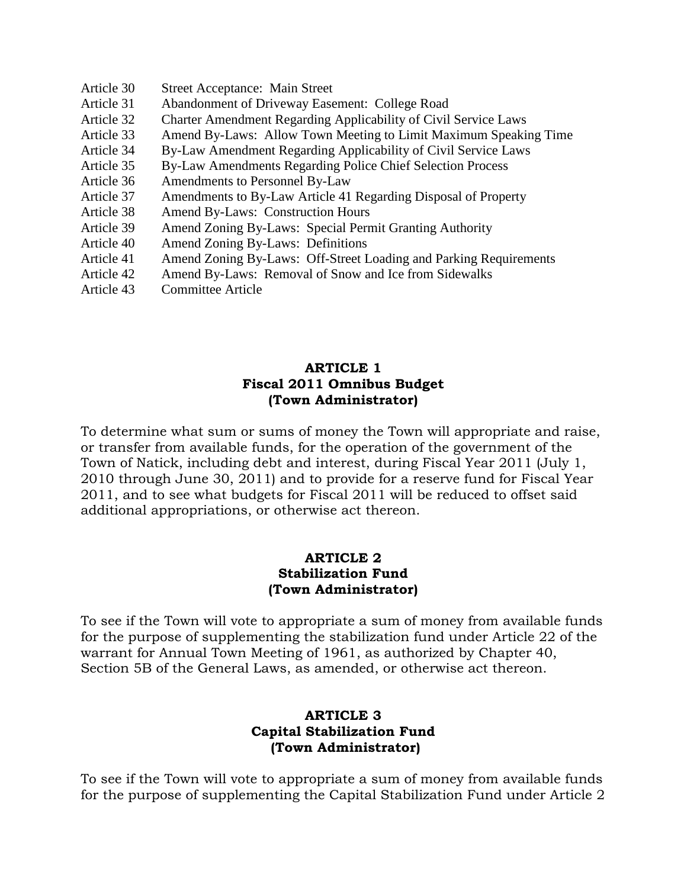| | |
|---|---|
| Article 30 | Street Acceptance: Main Street |
| Article 31 | Abandonment of Driveway Easement: College Road |
| Article 32 | Charter Amendment Regarding Applicability of Civil Service Laws |
| Article 33 | Amend By-Laws: Allow Town Meeting to Limit Maximum Speaking Time |
| Article 34 | By-Law Amendment Regarding Applicability of Civil Service Laws |
| Article 35 | By-Law Amendments Regarding Police Chief Selection Process |
| Article 36 | Amendments to Personnel By-Law |
| Article 37 | Amendments to By-Law Article 41 Regarding Disposal of Property |
| Article 38 | Amend By-Laws: Construction Hours |
| Article 39 | Amend Zoning By-Laws: Special Permit Granting Authority |
| Article 40 | Amend Zoning By-Laws: Definitions |
| Article 41 | Amend Zoning By-Laws: Off-Street Loading and Parking Requirements |
| Article 42 | Amend By-Laws: Removal of Snow and Ice from Sidewalks |
| Article 43 | Committee Article |

## ARTICLE 1
## Fiscal 2011 Omnibus Budget
## (Town Administrator)

To determine what sum or sums of money the Town will appropriate and raise, or transfer from available funds, for the operation of the government of the Town of Natick, including debt and interest, during Fiscal Year 2011 (July 1, 2010 through June 30, 2011) and to provide for a reserve fund for Fiscal Year 2011, and to see what budgets for Fiscal 2011 will be reduced to offset said additional appropriations, or otherwise act thereon.

## ARTICLE 2
## Stabilization Fund
## (Town Administrator)

To see if the Town will vote to appropriate a sum of money from available funds for the purpose of supplementing the stabilization fund under Article 22 of the warrant for Annual Town Meeting of 1961, as authorized by Chapter 40, Section 5B of the General Laws, as amended, or otherwise act thereon.

## ARTICLE 3
## Capital Stabilization Fund
## (Town Administrator)

To see if the Town will vote to appropriate a sum of money from available funds for the purpose of supplementing the Capital Stabilization Fund under Article 2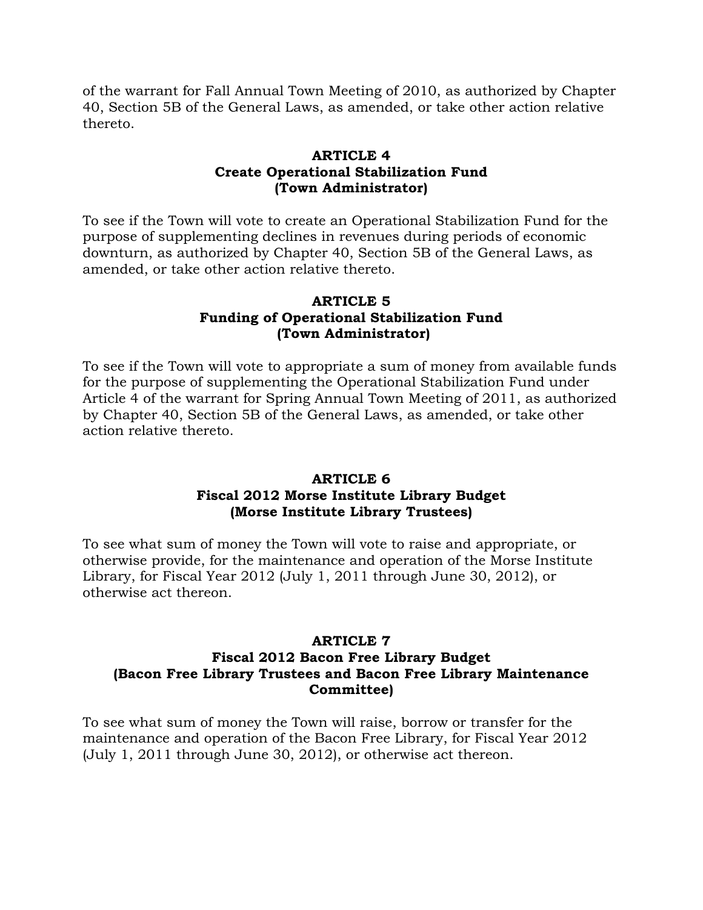of the warrant for Fall Annual Town Meeting of 2010, as authorized by Chapter 40, Section 5B of the General Laws, as amended, or take other action relative thereto.

**ARTICLE 4**
**Create Operational Stabilization Fund**
**(Town Administrator)**

To see if the Town will vote to create an Operational Stabilization Fund for the purpose of supplementing declines in revenues during periods of economic downturn, as authorized by Chapter 40, Section 5B of the General Laws, as amended, or take other action relative thereto.

**ARTICLE 5**
**Funding of Operational Stabilization Fund**
**(Town Administrator)**

To see if the Town will vote to appropriate a sum of money from available funds for the purpose of supplementing the Operational Stabilization Fund under Article 4 of the warrant for Spring Annual Town Meeting of 2011, as authorized by Chapter 40, Section 5B of the General Laws, as amended, or take other action relative thereto.

**ARTICLE 6**
**Fiscal 2012 Morse Institute Library Budget**
**(Morse Institute Library Trustees)**

To see what sum of money the Town will vote to raise and appropriate, or otherwise provide, for the maintenance and operation of the Morse Institute Library, for Fiscal Year 2012 (July 1, 2011 through June 30, 2012), or otherwise act thereon.

**ARTICLE 7**
**Fiscal 2012 Bacon Free Library Budget**
**(Bacon Free Library Trustees and Bacon Free Library Maintenance Committee)**

To see what sum of money the Town will raise, borrow or transfer for the maintenance and operation of the Bacon Free Library, for Fiscal Year 2012 (July 1, 2011 through June 30, 2012), or otherwise act thereon.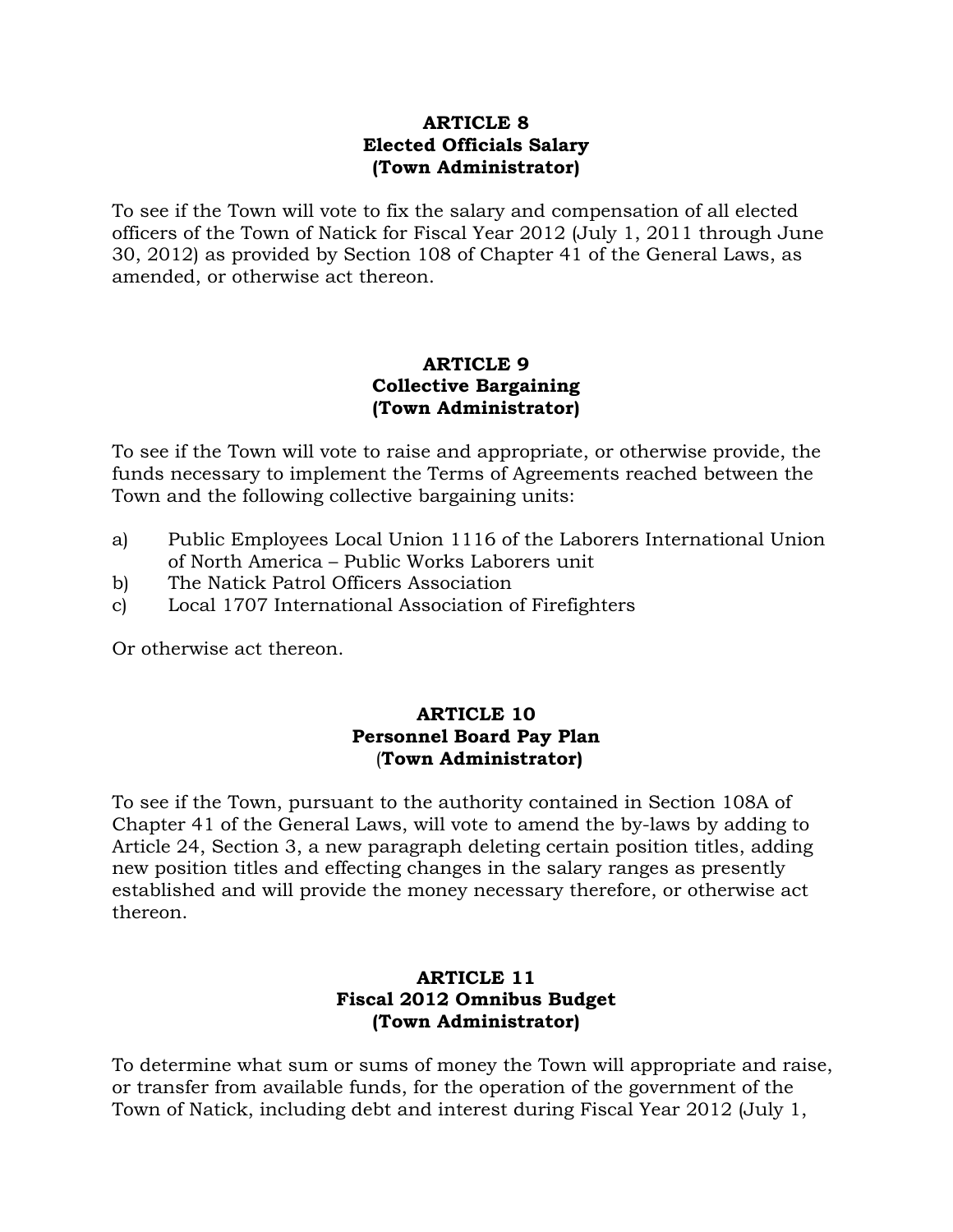**ARTICLE 8**
**Elected Officials Salary**
**(Town Administrator)**

To see if the Town will vote to fix the salary and compensation of all elected officers of the Town of Natick for Fiscal Year 2012 (July 1, 2011 through June 30, 2012) as provided by Section 108 of Chapter 41 of the General Laws, as amended, or otherwise act thereon.

**ARTICLE 9**
**Collective Bargaining**
**(Town Administrator)**

To see if the Town will vote to raise and appropriate, or otherwise provide, the funds necessary to implement the Terms of Agreements reached between the Town and the following collective bargaining units:

a) Public Employees Local Union 1116 of the Laborers International Union of North America – Public Works Laborers unit
b) The Natick Patrol Officers Association
c) Local 1707 International Association of Firefighters

Or otherwise act thereon.

**ARTICLE 10**
**Personnel Board Pay Plan**
**(Town Administrator)**

To see if the Town, pursuant to the authority contained in Section 108A of Chapter 41 of the General Laws, will vote to amend the by-laws by adding to Article 24, Section 3, a new paragraph deleting certain position titles, adding new position titles and effecting changes in the salary ranges as presently established and will provide the money necessary therefore, or otherwise act thereon.

**ARTICLE 11**
**Fiscal 2012 Omnibus Budget**
**(Town Administrator)**

To determine what sum or sums of money the Town will appropriate and raise, or transfer from available funds, for the operation of the government of the Town of Natick, including debt and interest during Fiscal Year 2012 (July 1,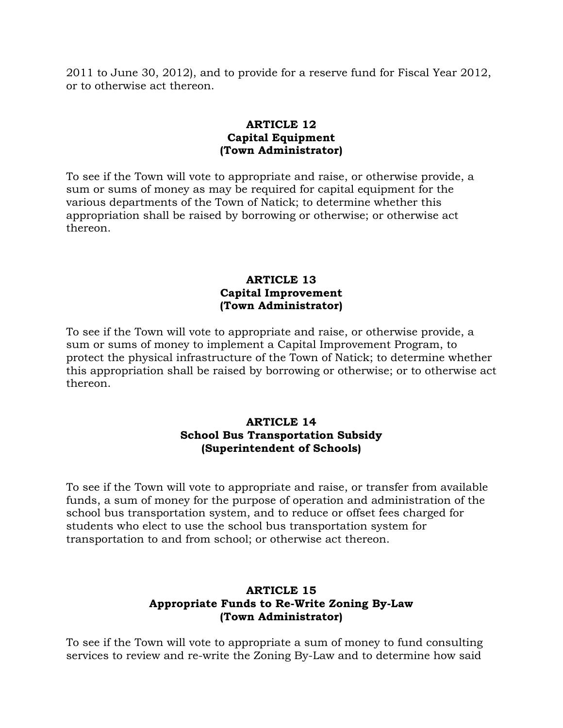2011 to June 30, 2012), and to provide for a reserve fund for Fiscal Year 2012, or to otherwise act thereon.

## ARTICLE 12
## Capital Equipment
## (Town Administrator)

To see if the Town will vote to appropriate and raise, or otherwise provide, a sum or sums of money as may be required for capital equipment for the various departments of the Town of Natick; to determine whether this appropriation shall be raised by borrowing or otherwise; or otherwise act thereon.

## ARTICLE 13
## Capital Improvement
## (Town Administrator)

To see if the Town will vote to appropriate and raise, or otherwise provide, a sum or sums of money to implement a Capital Improvement Program, to protect the physical infrastructure of the Town of Natick; to determine whether this appropriation shall be raised by borrowing or otherwise; or to otherwise act thereon.

## ARTICLE 14
## School Bus Transportation Subsidy
## (Superintendent of Schools)

To see if the Town will vote to appropriate and raise, or transfer from available funds, a sum of money for the purpose of operation and administration of the school bus transportation system, and to reduce or offset fees charged for students who elect to use the school bus transportation system for transportation to and from school; or otherwise act thereon.

## ARTICLE 15
## Appropriate Funds to Re-Write Zoning By-Law
## (Town Administrator)

To see if the Town will vote to appropriate a sum of money to fund consulting services to review and re-write the Zoning By-Law and to determine how said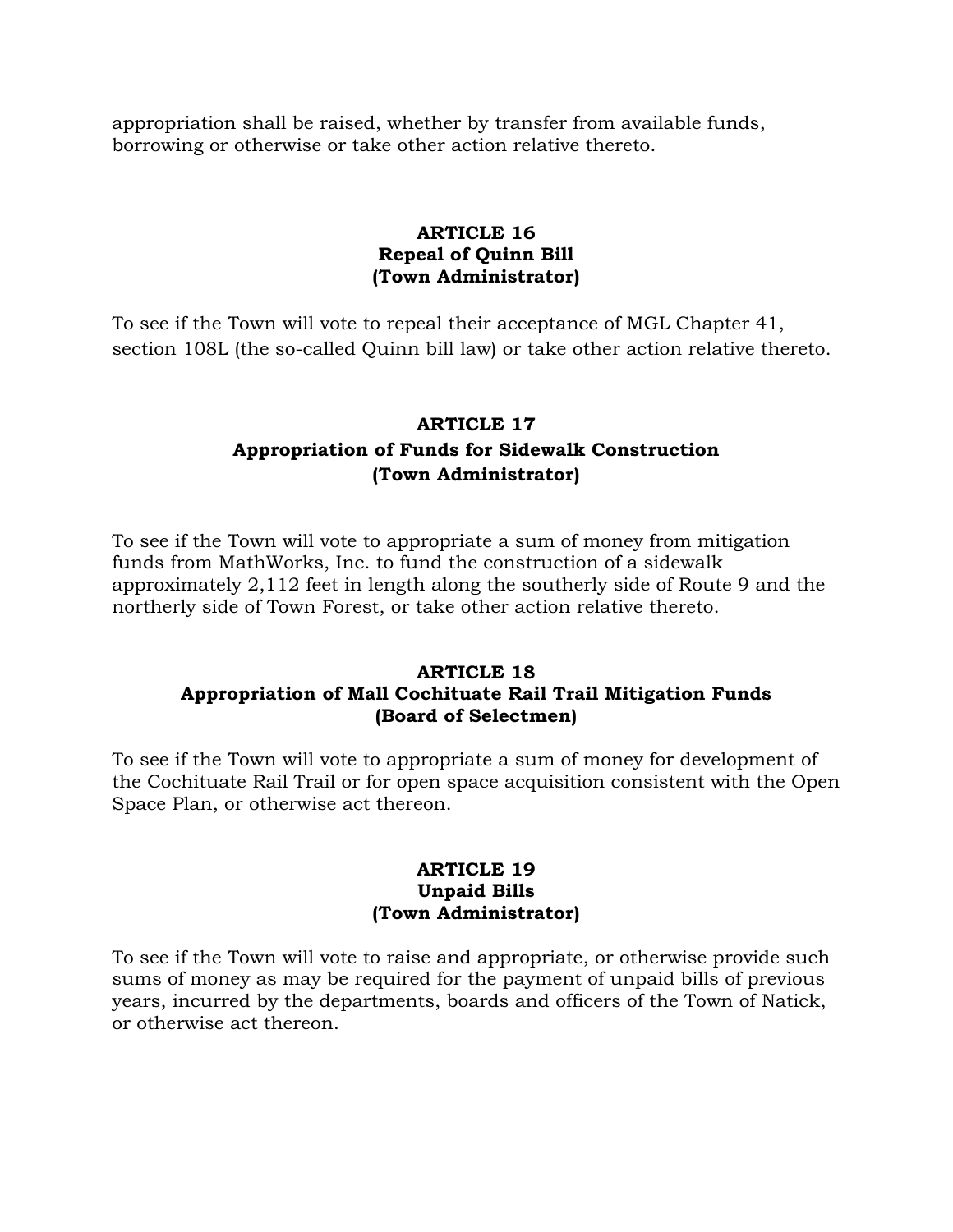appropriation shall be raised, whether by transfer from available funds, borrowing or otherwise or take other action relative thereto.

## ARTICLE 16
## Repeal of Quinn Bill
## (Town Administrator)

To see if the Town will vote to repeal their acceptance of MGL Chapter 41, section 108L (the so-called Quinn bill law) or take other action relative thereto.

## ARTICLE 17
## Appropriation of Funds for Sidewalk Construction
## (Town Administrator)

To see if the Town will vote to appropriate a sum of money from mitigation funds from MathWorks, Inc. to fund the construction of a sidewalk approximately 2,112 feet in length along the southerly side of Route 9 and the northerly side of Town Forest, or take other action relative thereto.

## ARTICLE 18
## Appropriation of Mall Cochituate Rail Trail Mitigation Funds
## (Board of Selectmen)

To see if the Town will vote to appropriate a sum of money for development of the Cochituate Rail Trail or for open space acquisition consistent with the Open Space Plan, or otherwise act thereon.

## ARTICLE 19
## Unpaid Bills
## (Town Administrator)

To see if the Town will vote to raise and appropriate, or otherwise provide such sums of money as may be required for the payment of unpaid bills of previous years, incurred by the departments, boards and officers of the Town of Natick, or otherwise act thereon.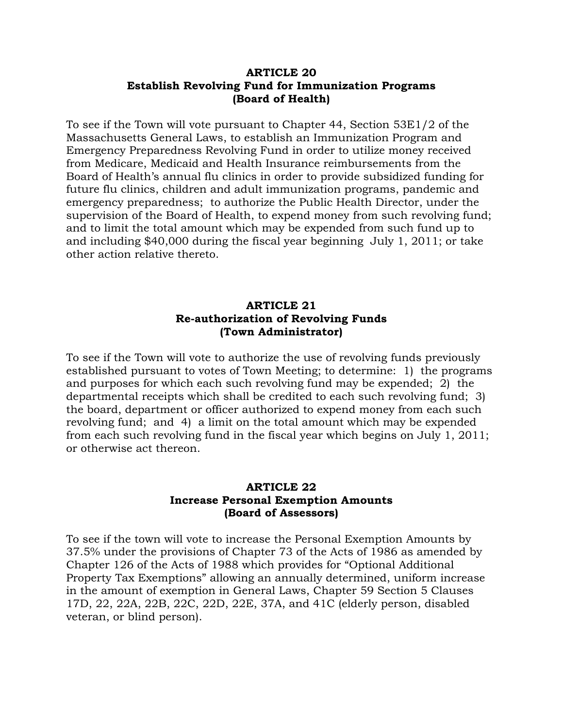**ARTICLE 20**
**Establish Revolving Fund for Immunization Programs**
**(Board of Health)**

To see if the Town will vote pursuant to Chapter 44, Section 53E1/2 of the Massachusetts General Laws, to establish an Immunization Program and Emergency Preparedness Revolving Fund in order to utilize money received from Medicare, Medicaid and Health Insurance reimbursements from the Board of Health's annual flu clinics in order to provide subsidized funding for future flu clinics, children and adult immunization programs, pandemic and emergency preparedness; to authorize the Public Health Director, under the supervision of the Board of Health, to expend money from such revolving fund; and to limit the total amount which may be expended from such fund up to and including $40,000 during the fiscal year beginning July 1, 2011; or take other action relative thereto.

**ARTICLE 21**
**Re-authorization of Revolving Funds**
**(Town Administrator)**

To see if the Town will vote to authorize the use of revolving funds previously established pursuant to votes of Town Meeting; to determine: 1) the programs and purposes for which each such revolving fund may be expended; 2) the departmental receipts which shall be credited to each such revolving fund; 3) the board, department or officer authorized to expend money from each such revolving fund; and 4) a limit on the total amount which may be expended from each such revolving fund in the fiscal year which begins on July 1, 2011; or otherwise act thereon.

**ARTICLE 22**
**Increase Personal Exemption Amounts**
**(Board of Assessors)**

To see if the town will vote to increase the Personal Exemption Amounts by 37.5% under the provisions of Chapter 73 of the Acts of 1986 as amended by Chapter 126 of the Acts of 1988 which provides for "Optional Additional Property Tax Exemptions" allowing an annually determined, uniform increase in the amount of exemption in General Laws, Chapter 59 Section 5 Clauses 17D, 22, 22A, 22B, 22C, 22D, 22E, 37A, and 41C (elderly person, disabled veteran, or blind person).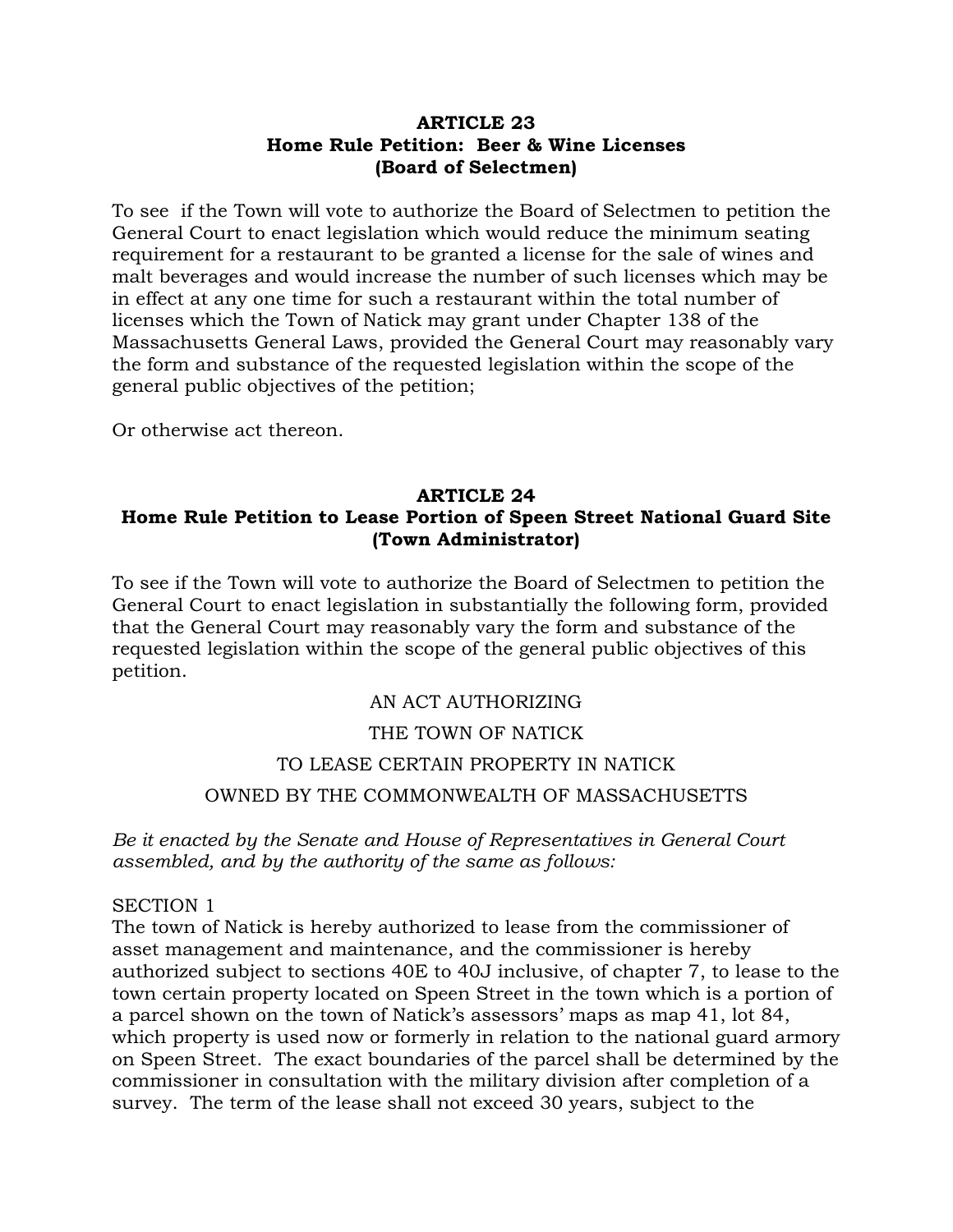**ARTICLE 23**
**Home Rule Petition: Beer & Wine Licenses**
**(Board of Selectmen)**

To see if the Town will vote to authorize the Board of Selectmen to petition the General Court to enact legislation which would reduce the minimum seating requirement for a restaurant to be granted a license for the sale of wines and malt beverages and would increase the number of such licenses which may be in effect at any one time for such a restaurant within the total number of licenses which the Town of Natick may grant under Chapter 138 of the Massachusetts General Laws, provided the General Court may reasonably vary the form and substance of the requested legislation within the scope of the general public objectives of the petition;

Or otherwise act thereon.

**ARTICLE 24**
**Home Rule Petition to Lease Portion of Speen Street National Guard Site**
**(Town Administrator)**

To see if the Town will vote to authorize the Board of Selectmen to petition the General Court to enact legislation in substantially the following form, provided that the General Court may reasonably vary the form and substance of the requested legislation within the scope of the general public objectives of this petition.

AN ACT AUTHORIZING

THE TOWN OF NATICK

TO LEASE CERTAIN PROPERTY IN NATICK

OWNED BY THE COMMONWEALTH OF MASSACHUSETTS

*Be it enacted by the Senate and House of Representatives in General Court assembled, and by the authority of the same as follows:*

SECTION 1
The town of Natick is hereby authorized to lease from the commissioner of asset management and maintenance, and the commissioner is hereby authorized subject to sections 40E to 40J inclusive, of chapter 7, to lease to the town certain property located on Speen Street in the town which is a portion of a parcel shown on the town of Natick's assessors' maps as map 41, lot 84, which property is used now or formerly in relation to the national guard armory on Speen Street. The exact boundaries of the parcel shall be determined by the commissioner in consultation with the military division after completion of a survey. The term of the lease shall not exceed 30 years, subject to the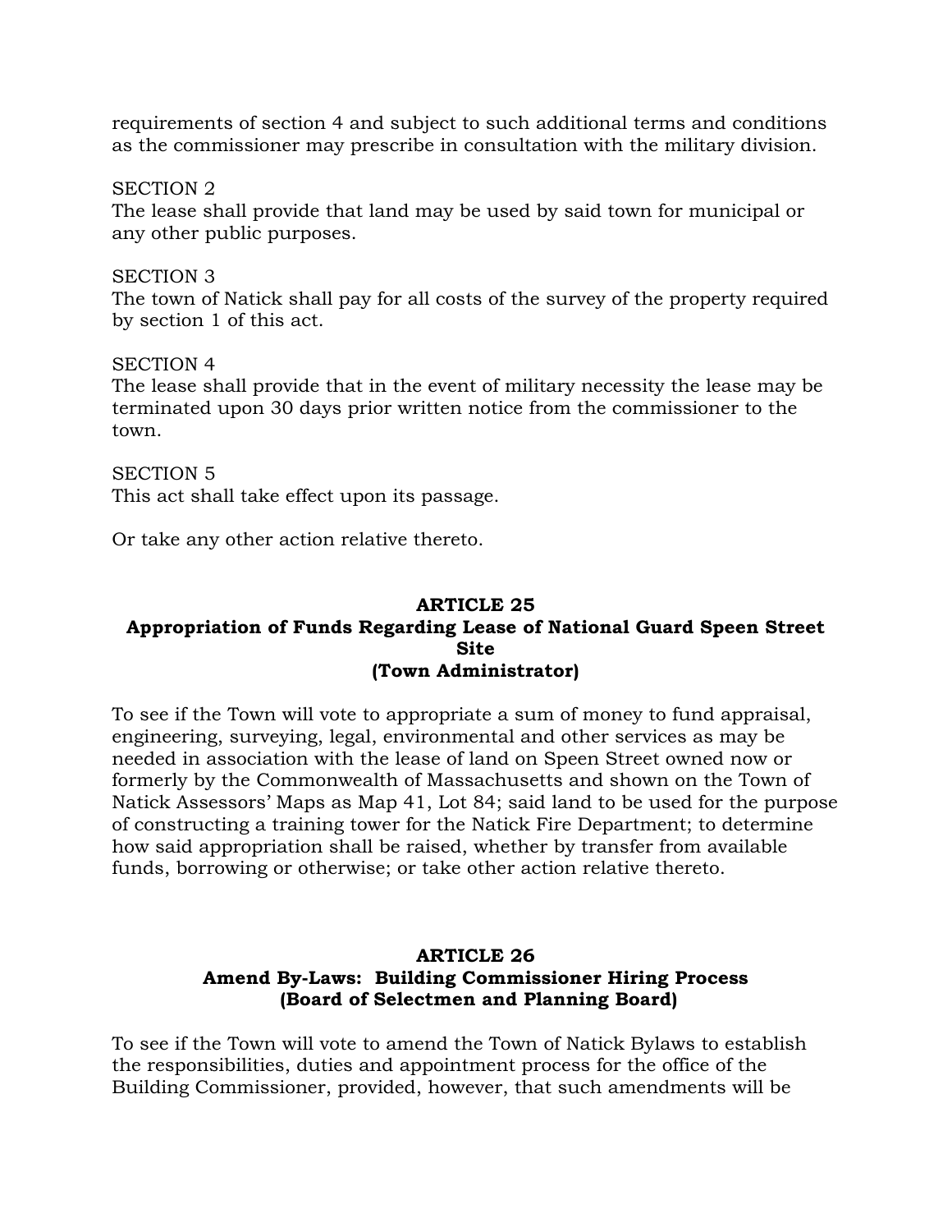requirements of section 4 and subject to such additional terms and conditions as the commissioner may prescribe in consultation with the military division.

SECTION 2
The lease shall provide that land may be used by said town for municipal or any other public purposes.

SECTION 3
The town of Natick shall pay for all costs of the survey of the property required by section 1 of this act.

SECTION 4
The lease shall provide that in the event of military necessity the lease may be terminated upon 30 days prior written notice from the commissioner to the town.

SECTION 5
This act shall take effect upon its passage.

Or take any other action relative thereto.

**ARTICLE 25**
**Appropriation of Funds Regarding Lease of National Guard Speen Street Site**
**(Town Administrator)**

To see if the Town will vote to appropriate a sum of money to fund appraisal, engineering, surveying, legal, environmental and other services as may be needed in association with the lease of land on Speen Street owned now or formerly by the Commonwealth of Massachusetts and shown on the Town of Natick Assessors' Maps as Map 41, Lot 84; said land to be used for the purpose of constructing a training tower for the Natick Fire Department; to determine how said appropriation shall be raised, whether by transfer from available funds, borrowing or otherwise; or take other action relative thereto.

**ARTICLE 26**
**Amend By-Laws: Building Commissioner Hiring Process**
**(Board of Selectmen and Planning Board)**

To see if the Town will vote to amend the Town of Natick Bylaws to establish the responsibilities, duties and appointment process for the office of the Building Commissioner, provided, however, that such amendments will be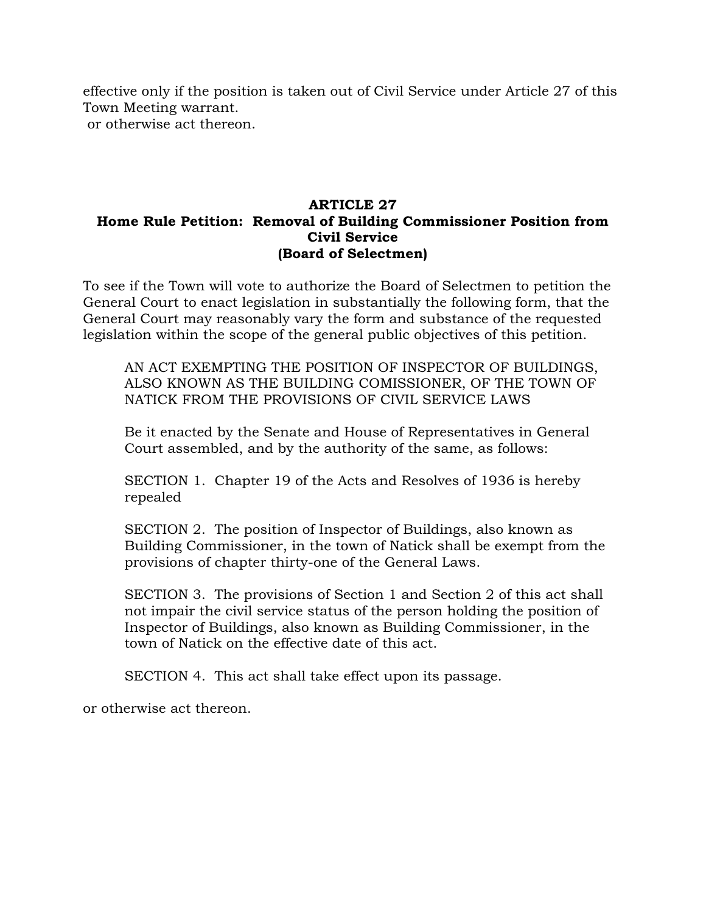effective only if the position is taken out of Civil Service under Article 27 of this Town Meeting warrant.
or otherwise act thereon.

## ARTICLE 27
## Home Rule Petition: Removal of Building Commissioner Position from Civil Service
## (Board of Selectmen)

To see if the Town will vote to authorize the Board of Selectmen to petition the General Court to enact legislation in substantially the following form, that the General Court may reasonably vary the form and substance of the requested legislation within the scope of the general public objectives of this petition.

> AN ACT EXEMPTING THE POSITION OF INSPECTOR OF BUILDINGS, ALSO KNOWN AS THE BUILDING COMISSIONER, OF THE TOWN OF NATICK FROM THE PROVISIONS OF CIVIL SERVICE LAWS
>
> Be it enacted by the Senate and House of Representatives in General Court assembled, and by the authority of the same, as follows:
>
> SECTION 1. Chapter 19 of the Acts and Resolves of 1936 is hereby repealed
>
> SECTION 2. The position of Inspector of Buildings, also known as Building Commissioner, in the town of Natick shall be exempt from the provisions of chapter thirty-one of the General Laws.
>
> SECTION 3. The provisions of Section 1 and Section 2 of this act shall not impair the civil service status of the person holding the position of Inspector of Buildings, also known as Building Commissioner, in the town of Natick on the effective date of this act.
>
> SECTION 4. This act shall take effect upon its passage.

or otherwise act thereon.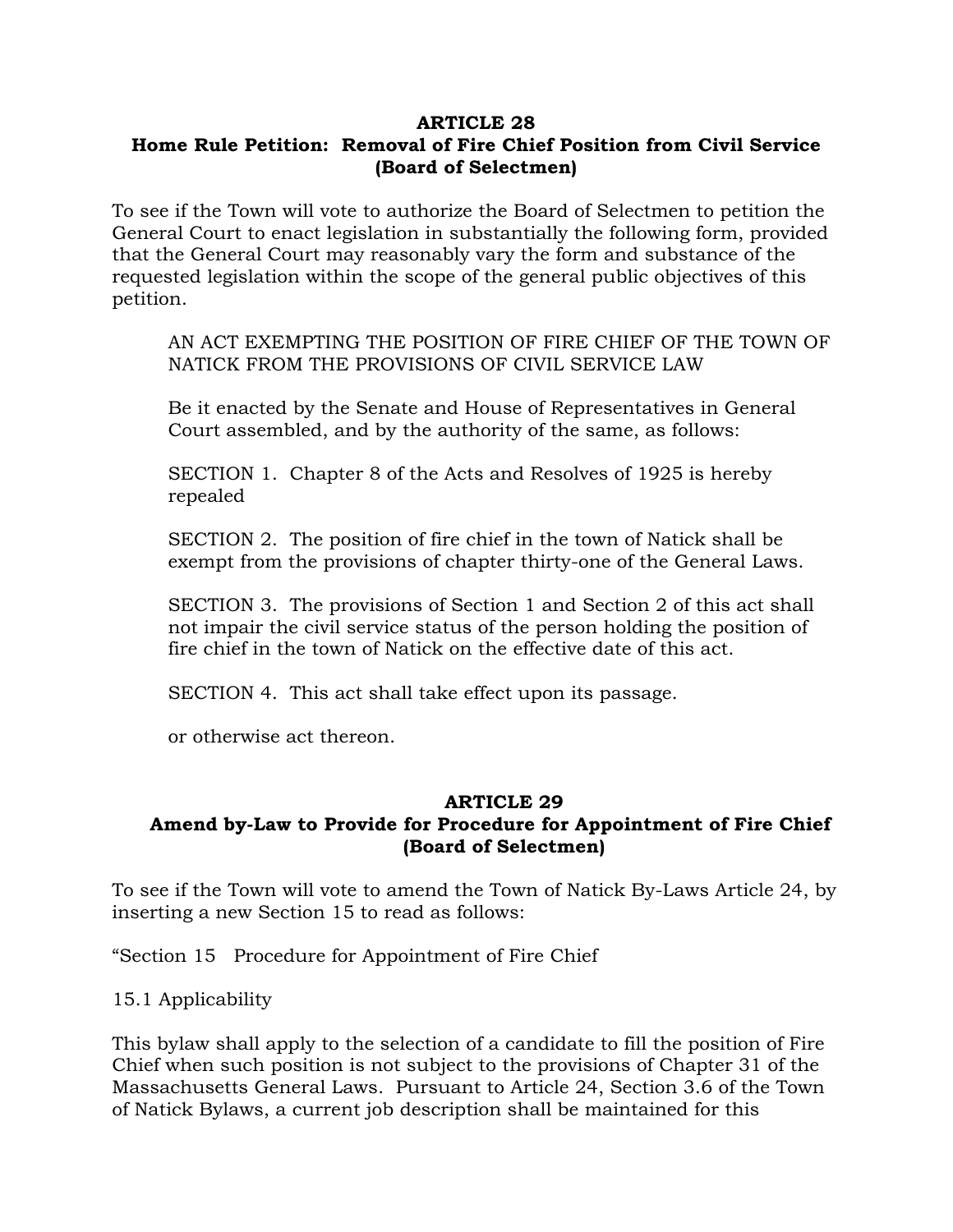**ARTICLE 28**
**Home Rule Petition: Removal of Fire Chief Position from Civil Service (Board of Selectmen)**

To see if the Town will vote to authorize the Board of Selectmen to petition the General Court to enact legislation in substantially the following form, provided that the General Court may reasonably vary the form and substance of the requested legislation within the scope of the general public objectives of this petition.

> AN ACT EXEMPTING THE POSITION OF FIRE CHIEF OF THE TOWN OF NATICK FROM THE PROVISIONS OF CIVIL SERVICE LAW
>
> Be it enacted by the Senate and House of Representatives in General Court assembled, and by the authority of the same, as follows:
>
> SECTION 1. Chapter 8 of the Acts and Resolves of 1925 is hereby repealed
>
> SECTION 2. The position of fire chief in the town of Natick shall be exempt from the provisions of chapter thirty-one of the General Laws.
>
> SECTION 3. The provisions of Section 1 and Section 2 of this act shall not impair the civil service status of the person holding the position of fire chief in the town of Natick on the effective date of this act.
>
> SECTION 4. This act shall take effect upon its passage.
>
> or otherwise act thereon.

**ARTICLE 29**
**Amend by-Law to Provide for Procedure for Appointment of Fire Chief (Board of Selectmen)**

To see if the Town will vote to amend the Town of Natick By-Laws Article 24, by inserting a new Section 15 to read as follows:

"Section 15 Procedure for Appointment of Fire Chief

15.1 Applicability

This bylaw shall apply to the selection of a candidate to fill the position of Fire Chief when such position is not subject to the provisions of Chapter 31 of the Massachusetts General Laws. Pursuant to Article 24, Section 3.6 of the Town of Natick Bylaws, a current job description shall be maintained for this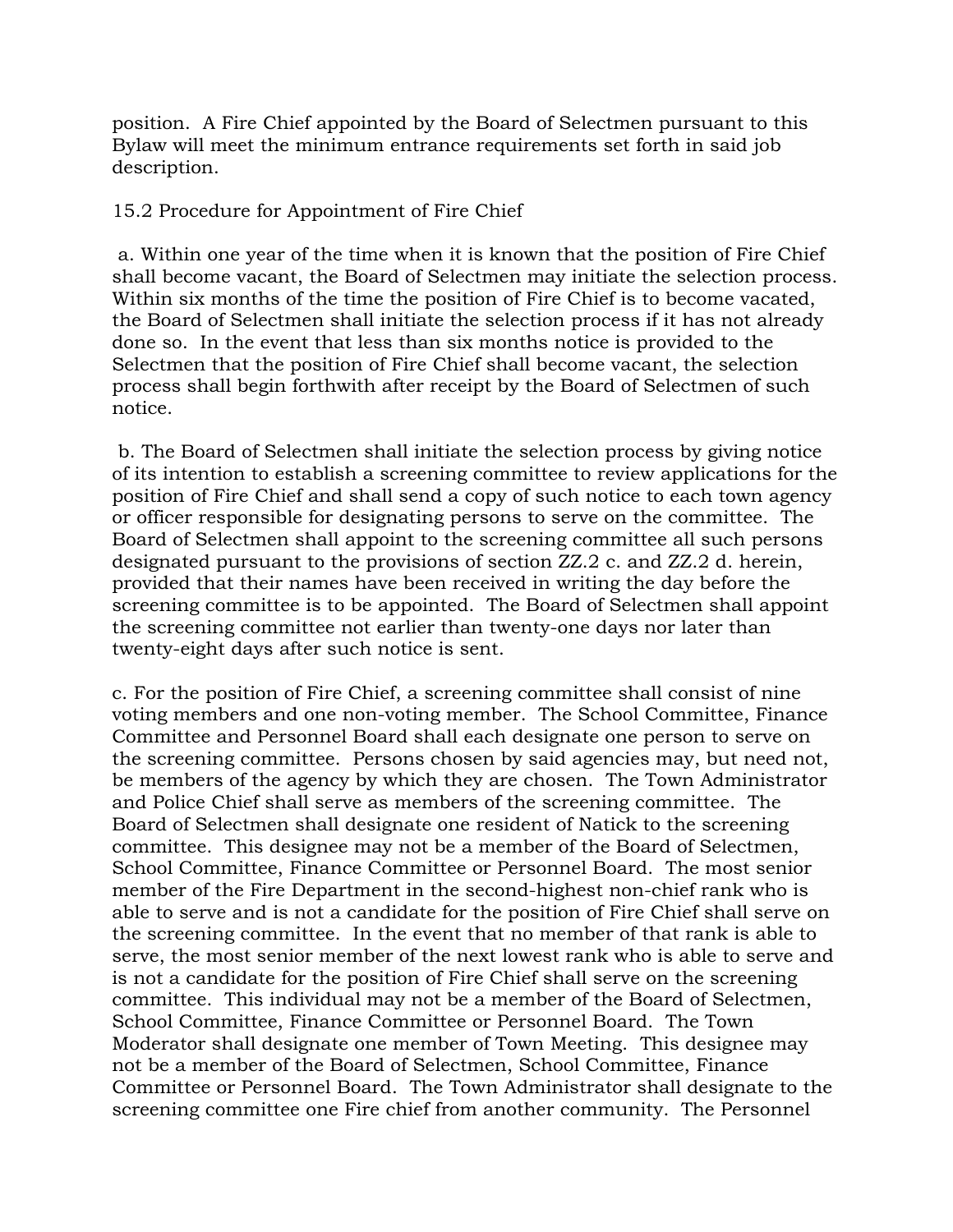position. A Fire Chief appointed by the Board of Selectmen pursuant to this Bylaw will meet the minimum entrance requirements set forth in said job description.

15.2 Procedure for Appointment of Fire Chief

a. Within one year of the time when it is known that the position of Fire Chief shall become vacant, the Board of Selectmen may initiate the selection process. Within six months of the time the position of Fire Chief is to become vacated, the Board of Selectmen shall initiate the selection process if it has not already done so. In the event that less than six months notice is provided to the Selectmen that the position of Fire Chief shall become vacant, the selection process shall begin forthwith after receipt by the Board of Selectmen of such notice.

b. The Board of Selectmen shall initiate the selection process by giving notice of its intention to establish a screening committee to review applications for the position of Fire Chief and shall send a copy of such notice to each town agency or officer responsible for designating persons to serve on the committee. The Board of Selectmen shall appoint to the screening committee all such persons designated pursuant to the provisions of section ZZ.2 c. and ZZ.2 d. herein, provided that their names have been received in writing the day before the screening committee is to be appointed. The Board of Selectmen shall appoint the screening committee not earlier than twenty-one days nor later than twenty-eight days after such notice is sent.

c. For the position of Fire Chief, a screening committee shall consist of nine voting members and one non-voting member. The School Committee, Finance Committee and Personnel Board shall each designate one person to serve on the screening committee. Persons chosen by said agencies may, but need not, be members of the agency by which they are chosen. The Town Administrator and Police Chief shall serve as members of the screening committee. The Board of Selectmen shall designate one resident of Natick to the screening committee. This designee may not be a member of the Board of Selectmen, School Committee, Finance Committee or Personnel Board. The most senior member of the Fire Department in the second-highest non-chief rank who is able to serve and is not a candidate for the position of Fire Chief shall serve on the screening committee. In the event that no member of that rank is able to serve, the most senior member of the next lowest rank who is able to serve and is not a candidate for the position of Fire Chief shall serve on the screening committee. This individual may not be a member of the Board of Selectmen, School Committee, Finance Committee or Personnel Board. The Town Moderator shall designate one member of Town Meeting. This designee may not be a member of the Board of Selectmen, School Committee, Finance Committee or Personnel Board. The Town Administrator shall designate to the screening committee one Fire chief from another community. The Personnel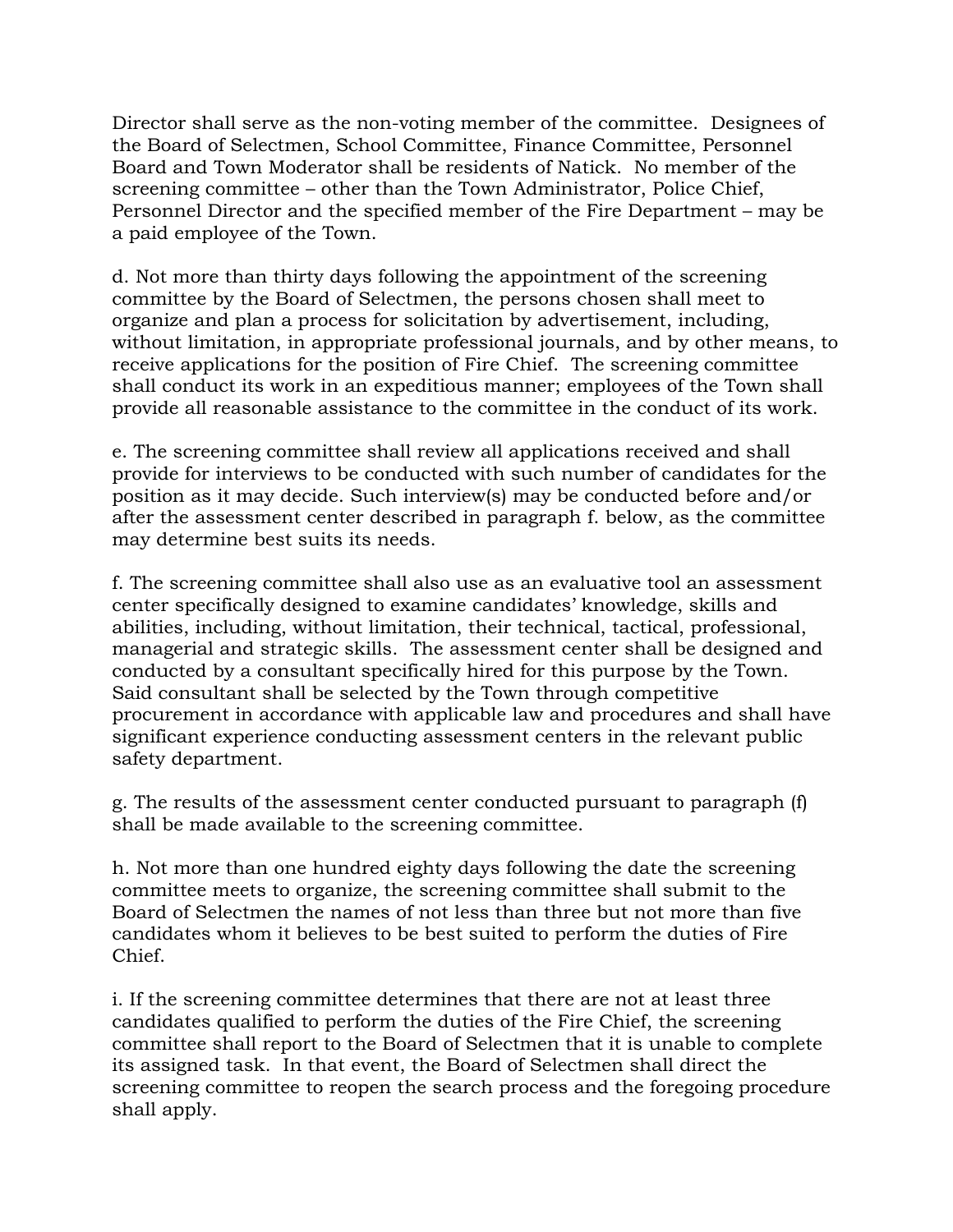Director shall serve as the non-voting member of the committee. Designees of the Board of Selectmen, School Committee, Finance Committee, Personnel Board and Town Moderator shall be residents of Natick. No member of the screening committee – other than the Town Administrator, Police Chief, Personnel Director and the specified member of the Fire Department – may be a paid employee of the Town.

d. Not more than thirty days following the appointment of the screening committee by the Board of Selectmen, the persons chosen shall meet to organize and plan a process for solicitation by advertisement, including, without limitation, in appropriate professional journals, and by other means, to receive applications for the position of Fire Chief. The screening committee shall conduct its work in an expeditious manner; employees of the Town shall provide all reasonable assistance to the committee in the conduct of its work.

e. The screening committee shall review all applications received and shall provide for interviews to be conducted with such number of candidates for the position as it may decide. Such interview(s) may be conducted before and/or after the assessment center described in paragraph f. below, as the committee may determine best suits its needs.

f. The screening committee shall also use as an evaluative tool an assessment center specifically designed to examine candidates' knowledge, skills and abilities, including, without limitation, their technical, tactical, professional, managerial and strategic skills. The assessment center shall be designed and conducted by a consultant specifically hired for this purpose by the Town. Said consultant shall be selected by the Town through competitive procurement in accordance with applicable law and procedures and shall have significant experience conducting assessment centers in the relevant public safety department.

g. The results of the assessment center conducted pursuant to paragraph (f) shall be made available to the screening committee.

h. Not more than one hundred eighty days following the date the screening committee meets to organize, the screening committee shall submit to the Board of Selectmen the names of not less than three but not more than five candidates whom it believes to be best suited to perform the duties of Fire Chief.

i. If the screening committee determines that there are not at least three candidates qualified to perform the duties of the Fire Chief, the screening committee shall report to the Board of Selectmen that it is unable to complete its assigned task. In that event, the Board of Selectmen shall direct the screening committee to reopen the search process and the foregoing procedure shall apply.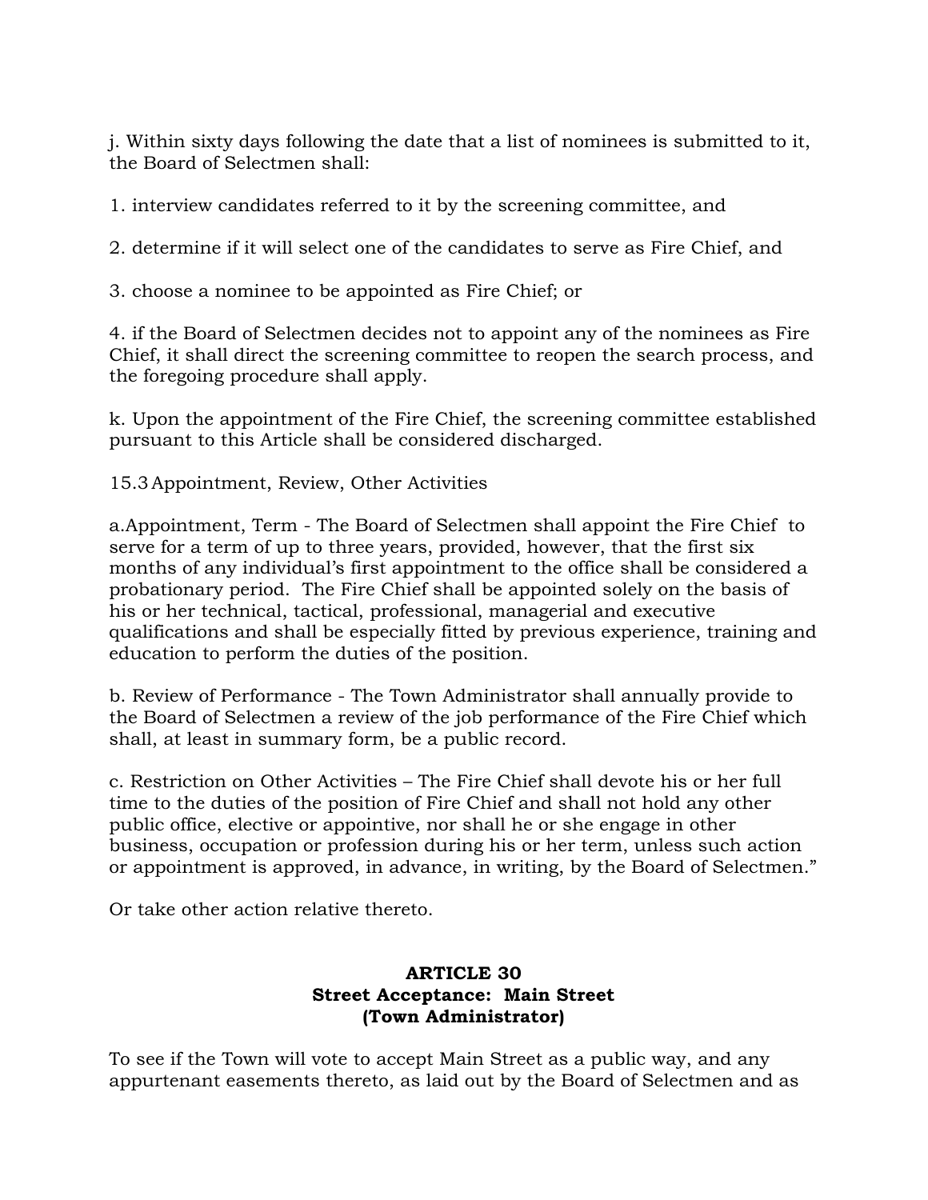j. Within sixty days following the date that a list of nominees is submitted to it, the Board of Selectmen shall:

1. interview candidates referred to it by the screening committee, and

2. determine if it will select one of the candidates to serve as Fire Chief, and

3. choose a nominee to be appointed as Fire Chief; or

4. if the Board of Selectmen decides not to appoint any of the nominees as Fire Chief, it shall direct the screening committee to reopen the search process, and the foregoing procedure shall apply.

k. Upon the appointment of the Fire Chief, the screening committee established pursuant to this Article shall be considered discharged.

15.3 Appointment, Review, Other Activities

a. Appointment, Term - The Board of Selectmen shall appoint the Fire Chief to serve for a term of up to three years, provided, however, that the first six months of any individual's first appointment to the office shall be considered a probationary period. The Fire Chief shall be appointed solely on the basis of his or her technical, tactical, professional, managerial and executive qualifications and shall be especially fitted by previous experience, training and education to perform the duties of the position.

b. Review of Performance - The Town Administrator shall annually provide to the Board of Selectmen a review of the job performance of the Fire Chief which shall, at least in summary form, be a public record.

c. Restriction on Other Activities – The Fire Chief shall devote his or her full time to the duties of the position of Fire Chief and shall not hold any other public office, elective or appointive, nor shall he or she engage in other business, occupation or profession during his or her term, unless such action or appointment is approved, in advance, in writing, by the Board of Selectmen."

Or take other action relative thereto.

**ARTICLE 30**
**Street Acceptance: Main Street**
**(Town Administrator)**

To see if the Town will vote to accept Main Street as a public way, and any appurtenant easements thereto, as laid out by the Board of Selectmen and as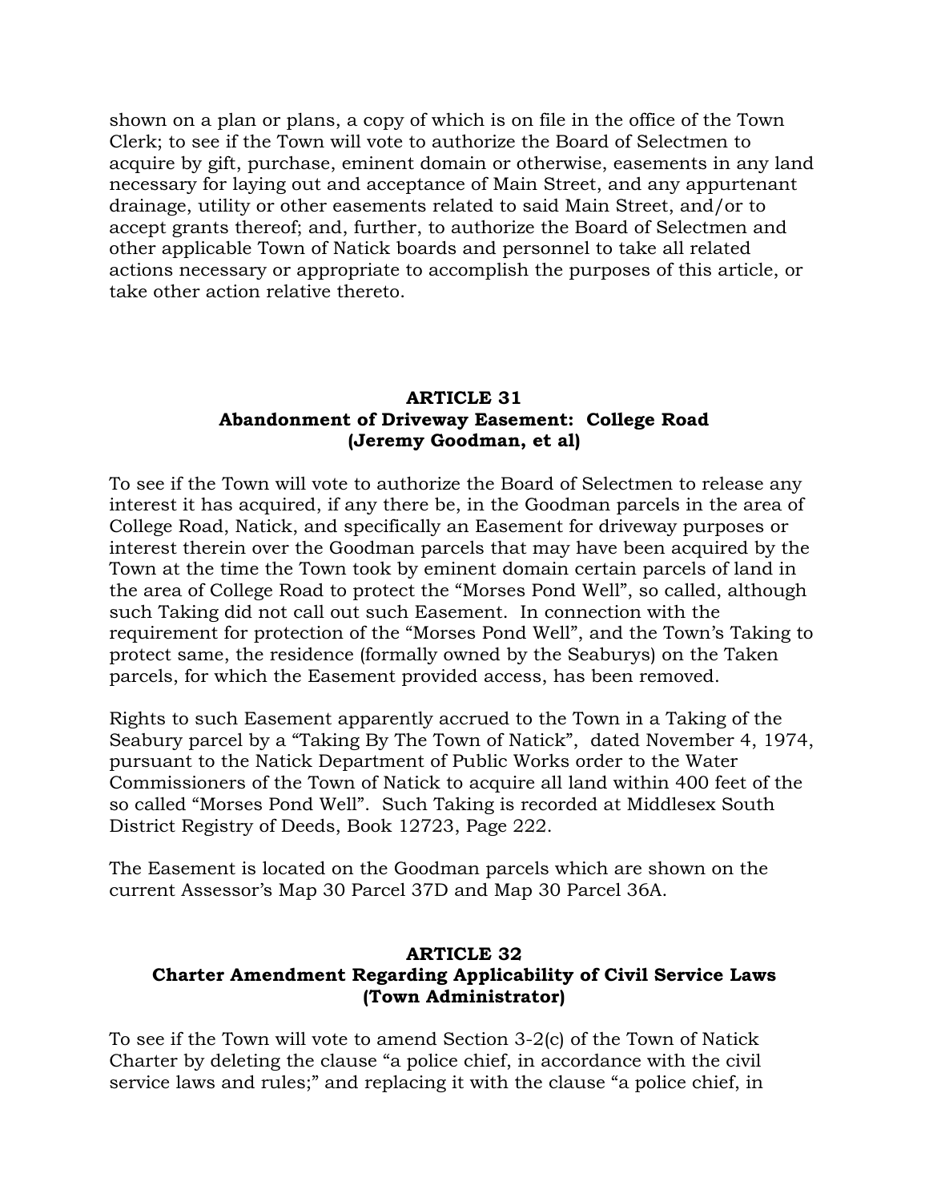shown on a plan or plans, a copy of which is on file in the office of the Town Clerk; to see if the Town will vote to authorize the Board of Selectmen to acquire by gift, purchase, eminent domain or otherwise, easements in any land necessary for laying out and acceptance of Main Street, and any appurtenant drainage, utility or other easements related to said Main Street, and/or to accept grants thereof; and, further, to authorize the Board of Selectmen and other applicable Town of Natick boards and personnel to take all related actions necessary or appropriate to accomplish the purposes of this article, or take other action relative thereto.

## ARTICLE 31
## Abandonment of Driveway Easement: College Road
## (Jeremy Goodman, et al)

To see if the Town will vote to authorize the Board of Selectmen to release any interest it has acquired, if any there be, in the Goodman parcels in the area of College Road, Natick, and specifically an Easement for driveway purposes or interest therein over the Goodman parcels that may have been acquired by the Town at the time the Town took by eminent domain certain parcels of land in the area of College Road to protect the "Morses Pond Well", so called, although such Taking did not call out such Easement. In connection with the requirement for protection of the "Morses Pond Well", and the Town's Taking to protect same, the residence (formally owned by the Seaburys) on the Taken parcels, for which the Easement provided access, has been removed.

Rights to such Easement apparently accrued to the Town in a Taking of the Seabury parcel by a "Taking By The Town of Natick", dated November 4, 1974, pursuant to the Natick Department of Public Works order to the Water Commissioners of the Town of Natick to acquire all land within 400 feet of the so called "Morses Pond Well". Such Taking is recorded at Middlesex South District Registry of Deeds, Book 12723, Page 222.

The Easement is located on the Goodman parcels which are shown on the current Assessor's Map 30 Parcel 37D and Map 30 Parcel 36A.

## ARTICLE 32
## Charter Amendment Regarding Applicability of Civil Service Laws
## (Town Administrator)

To see if the Town will vote to amend Section 3-2(c) of the Town of Natick Charter by deleting the clause "a police chief, in accordance with the civil service laws and rules;" and replacing it with the clause "a police chief, in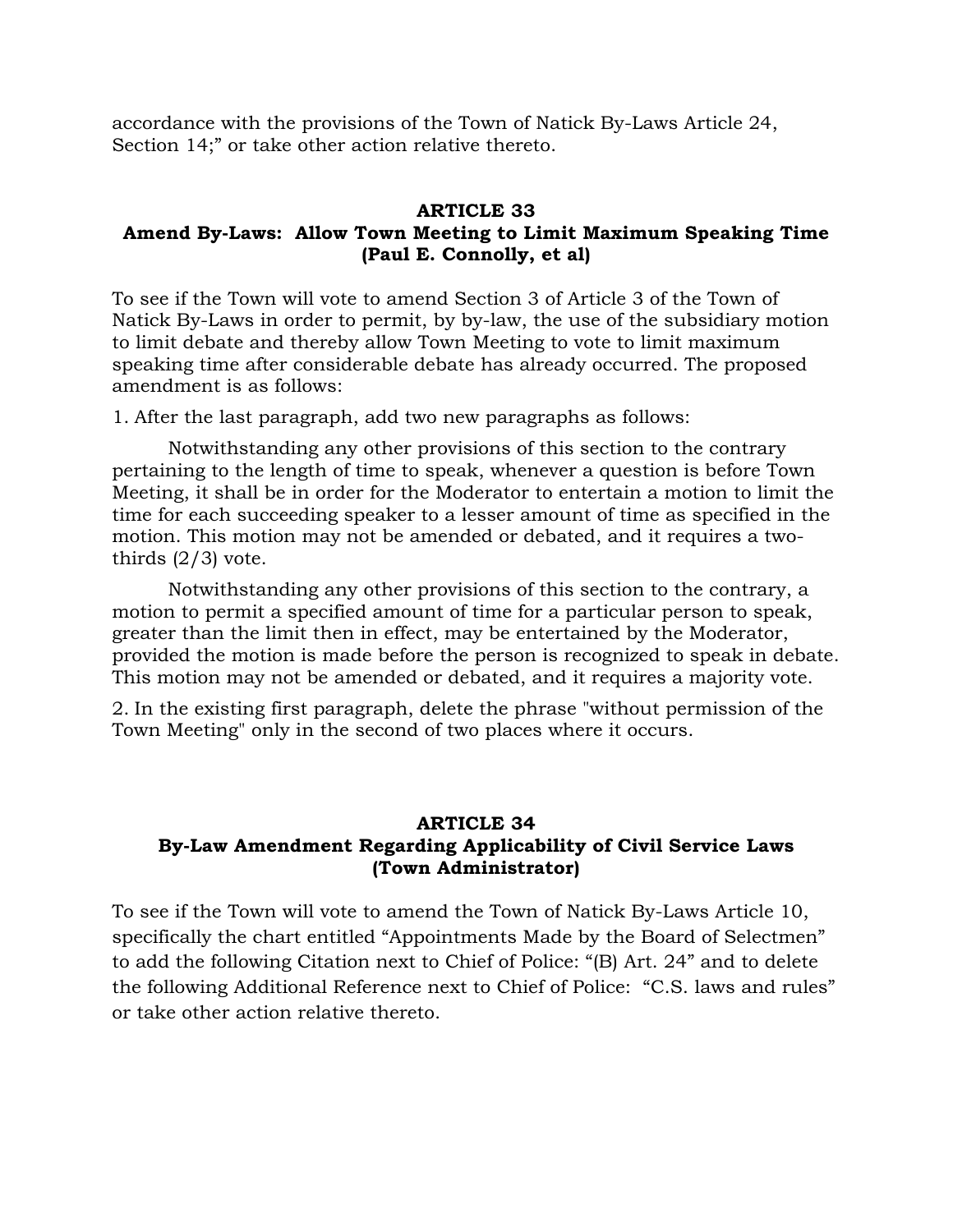accordance with the provisions of the Town of Natick By-Laws Article 24, Section 14;" or take other action relative thereto.

## ARTICLE 33
## Amend By-Laws: Allow Town Meeting to Limit Maximum Speaking Time (Paul E. Connolly, et al)

To see if the Town will vote to amend Section 3 of Article 3 of the Town of Natick By-Laws in order to permit, by by-law, the use of the subsidiary motion to limit debate and thereby allow Town Meeting to vote to limit maximum speaking time after considerable debate has already occurred. The proposed amendment is as follows:

1. After the last paragraph, add two new paragraphs as follows:

Notwithstanding any other provisions of this section to the contrary pertaining to the length of time to speak, whenever a question is before Town Meeting, it shall be in order for the Moderator to entertain a motion to limit the time for each succeeding speaker to a lesser amount of time as specified in the motion. This motion may not be amended or debated, and it requires a two-thirds (2/3) vote.

Notwithstanding any other provisions of this section to the contrary, a motion to permit a specified amount of time for a particular person to speak, greater than the limit then in effect, may be entertained by the Moderator, provided the motion is made before the person is recognized to speak in debate. This motion may not be amended or debated, and it requires a majority vote.

2. In the existing first paragraph, delete the phrase "without permission of the Town Meeting" only in the second of two places where it occurs.

## ARTICLE 34
## By-Law Amendment Regarding Applicability of Civil Service Laws (Town Administrator)

To see if the Town will vote to amend the Town of Natick By-Laws Article 10, specifically the chart entitled "Appointments Made by the Board of Selectmen" to add the following Citation next to Chief of Police: "(B) Art. 24" and to delete the following Additional Reference next to Chief of Police: "C.S. laws and rules" or take other action relative thereto.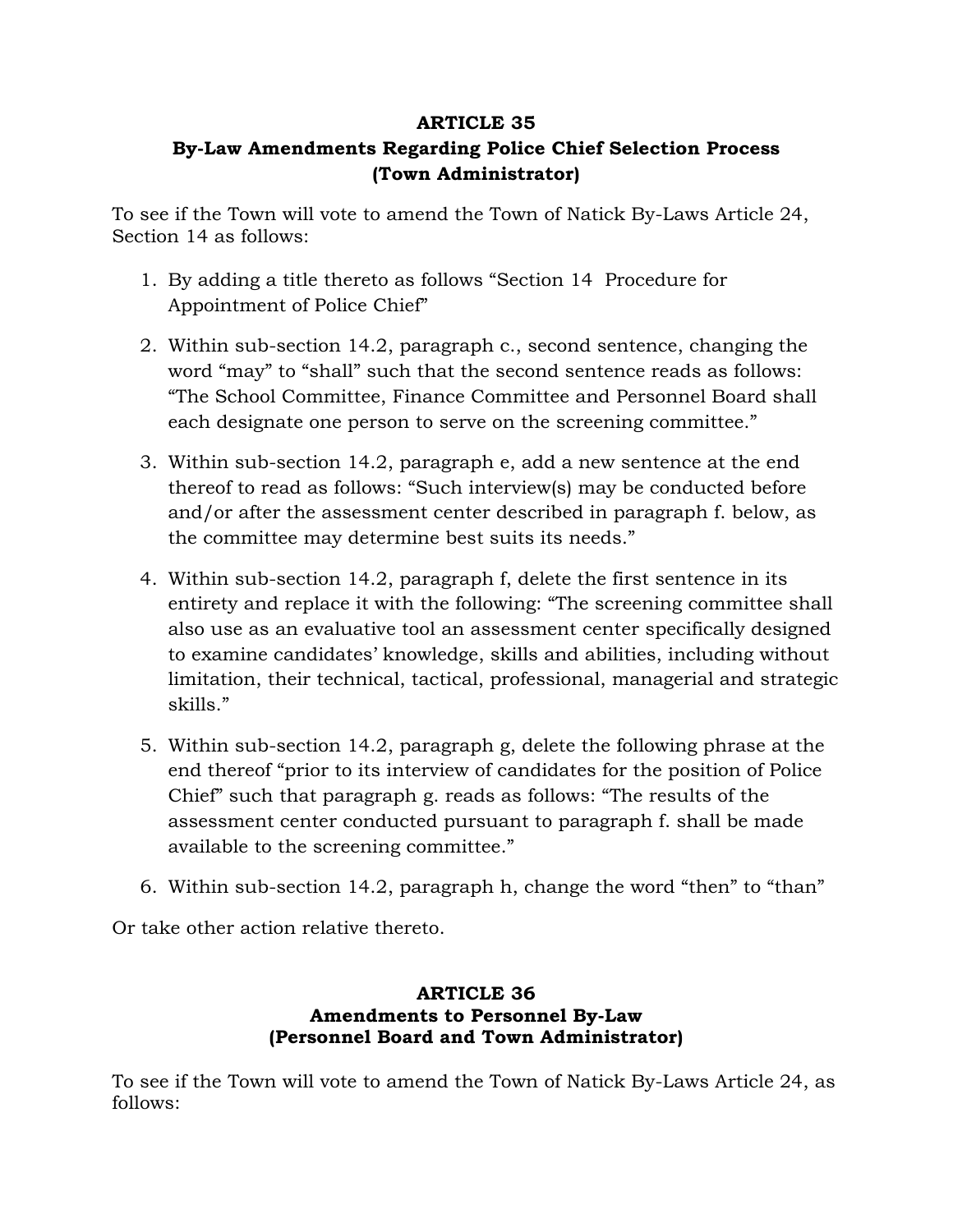## ARTICLE 35
### By-Law Amendments Regarding Police Chief Selection Process
### (Town Administrator)

To see if the Town will vote to amend the Town of Natick By-Laws Article 24, Section 14 as follows:

1. By adding a title thereto as follows "Section 14  Procedure for Appointment of Police Chief"

2. Within sub-section 14.2, paragraph c., second sentence, changing the word "may" to "shall" such that the second sentence reads as follows: "The School Committee, Finance Committee and Personnel Board shall each designate one person to serve on the screening committee."

3. Within sub-section 14.2, paragraph e, add a new sentence at the end thereof to read as follows: "Such interview(s) may be conducted before and/or after the assessment center described in paragraph f. below, as the committee may determine best suits its needs."

4. Within sub-section 14.2, paragraph f, delete the first sentence in its entirety and replace it with the following: "The screening committee shall also use as an evaluative tool an assessment center specifically designed to examine candidates' knowledge, skills and abilities, including without limitation, their technical, tactical, professional, managerial and strategic skills."

5. Within sub-section 14.2, paragraph g, delete the following phrase at the end thereof "prior to its interview of candidates for the position of Police Chief" such that paragraph g. reads as follows: "The results of the assessment center conducted pursuant to paragraph f. shall be made available to the screening committee."

6. Within sub-section 14.2, paragraph h, change the word "then" to "than"

Or take other action relative thereto.

## ARTICLE 36
### Amendments to Personnel By-Law
### (Personnel Board and Town Administrator)

To see if the Town will vote to amend the Town of Natick By-Laws Article 24, as follows: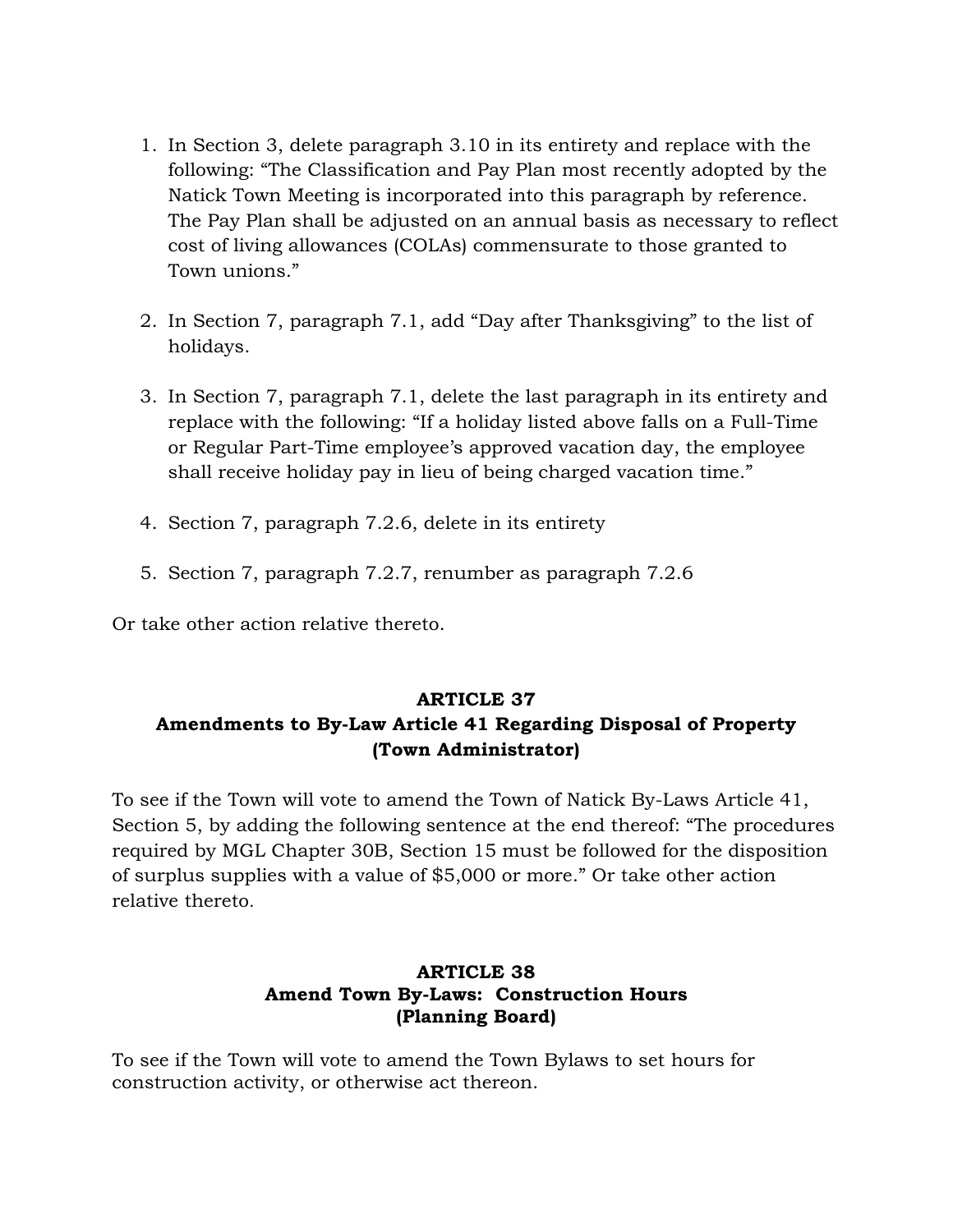1. In Section 3, delete paragraph 3.10 in its entirety and replace with the following: "The Classification and Pay Plan most recently adopted by the Natick Town Meeting is incorporated into this paragraph by reference. The Pay Plan shall be adjusted on an annual basis as necessary to reflect cost of living allowances (COLAs) commensurate to those granted to Town unions."

2. In Section 7, paragraph 7.1, add "Day after Thanksgiving" to the list of holidays.

3. In Section 7, paragraph 7.1, delete the last paragraph in its entirety and replace with the following: "If a holiday listed above falls on a Full-Time or Regular Part-Time employee's approved vacation day, the employee shall receive holiday pay in lieu of being charged vacation time."

4. Section 7, paragraph 7.2.6, delete in its entirety

5. Section 7, paragraph 7.2.7, renumber as paragraph 7.2.6

Or take other action relative thereto.

## ARTICLE 37
## Amendments to By-Law Article 41 Regarding Disposal of Property
## (Town Administrator)

To see if the Town will vote to amend the Town of Natick By-Laws Article 41, Section 5, by adding the following sentence at the end thereof: "The procedures required by MGL Chapter 30B, Section 15 must be followed for the disposition of surplus supplies with a value of $5,000 or more." Or take other action relative thereto.

## ARTICLE 38
## Amend Town By-Laws: Construction Hours
## (Planning Board)

To see if the Town will vote to amend the Town Bylaws to set hours for construction activity, or otherwise act thereon.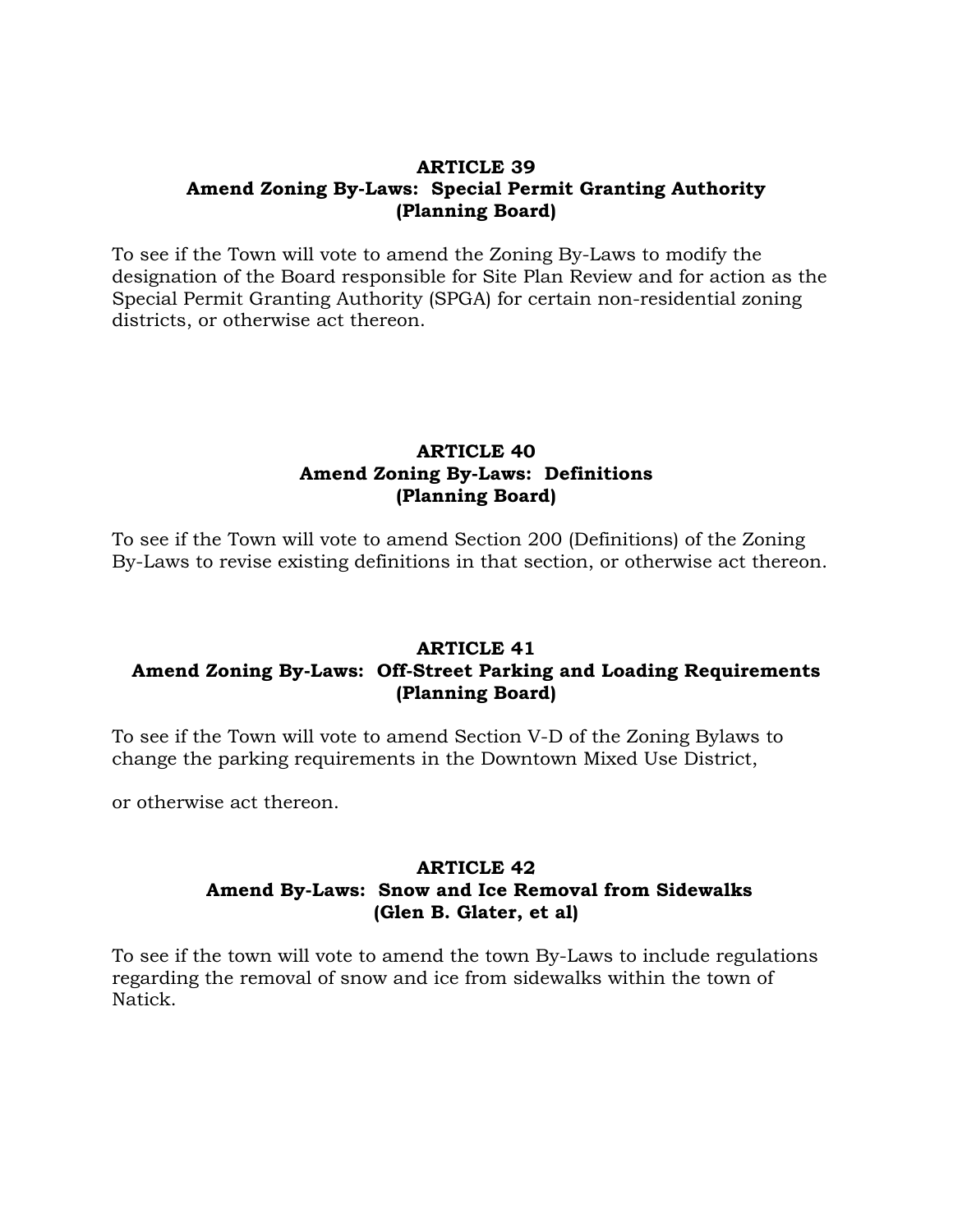## ARTICLE 39
### Amend Zoning By-Laws: Special Permit Granting Authority
### (Planning Board)

To see if the Town will vote to amend the Zoning By-Laws to modify the designation of the Board responsible for Site Plan Review and for action as the Special Permit Granting Authority (SPGA) for certain non-residential zoning districts, or otherwise act thereon.

## ARTICLE 40
### Amend Zoning By-Laws: Definitions
### (Planning Board)

To see if the Town will vote to amend Section 200 (Definitions) of the Zoning By-Laws to revise existing definitions in that section, or otherwise act thereon.

## ARTICLE 41
### Amend Zoning By-Laws: Off-Street Parking and Loading Requirements
### (Planning Board)

To see if the Town will vote to amend Section V-D of the Zoning Bylaws to change the parking requirements in the Downtown Mixed Use District,

or otherwise act thereon.

## ARTICLE 42
### Amend By-Laws: Snow and Ice Removal from Sidewalks
### (Glen B. Glater, et al)

To see if the town will vote to amend the town By-Laws to include regulations regarding the removal of snow and ice from sidewalks within the town of Natick.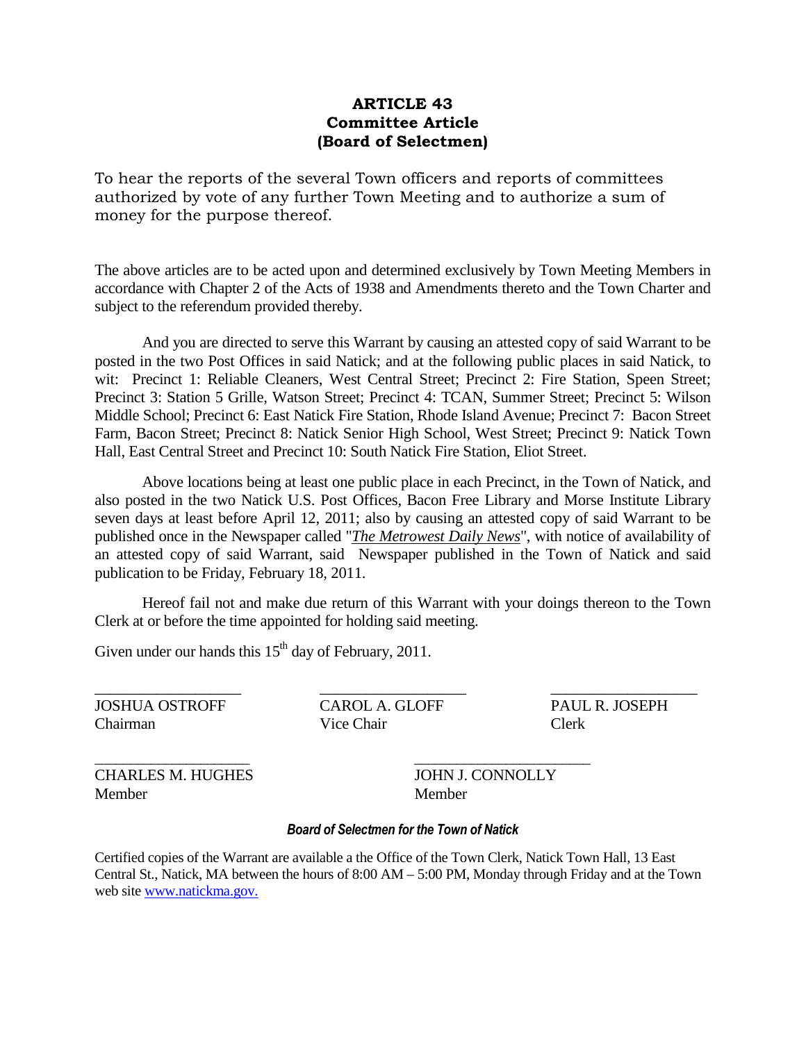**ARTICLE 43**
**Committee Article**
**(Board of Selectmen)**

To hear the reports of the several Town officers and reports of committees authorized by vote of any further Town Meeting and to authorize a sum of money for the purpose thereof.

The above articles are to be acted upon and determined exclusively by Town Meeting Members in accordance with Chapter 2 of the Acts of 1938 and Amendments thereto and the Town Charter and subject to the referendum provided thereby.

And you are directed to serve this Warrant by causing an attested copy of said Warrant to be posted in the two Post Offices in said Natick; and at the following public places in said Natick, to wit: Precinct 1: Reliable Cleaners, West Central Street; Precinct 2: Fire Station, Speen Street; Precinct 3: Station 5 Grille, Watson Street; Precinct 4: TCAN, Summer Street; Precinct 5: Wilson Middle School; Precinct 6: East Natick Fire Station, Rhode Island Avenue; Precinct 7: Bacon Street Farm, Bacon Street; Precinct 8: Natick Senior High School, West Street; Precinct 9: Natick Town Hall, East Central Street and Precinct 10: South Natick Fire Station, Eliot Street.

Above locations being at least one public place in each Precinct, in the Town of Natick, and also posted in the two Natick U.S. Post Offices, Bacon Free Library and Morse Institute Library seven days at least before April 12, 2011; also by causing an attested copy of said Warrant to be published once in the Newspaper called "*The Metrowest Daily News*", with notice of availability of an attested copy of said Warrant, said Newspaper published in the Town of Natick and said publication to be Friday, February 18, 2011.

Hereof fail not and make due return of this Warrant with your doings thereon to the Town Clerk at or before the time appointed for holding said meeting.

Given under our hands this 15th day of February, 2011.

| ____________________ | ____________________ | ____________________ |
|---|---|---|
| JOSHUA OSTROFF<br>Chairman | CAROL A. GLOFF<br>Vice Chair | PAUL R. JOSEPH<br>Clerk |

| ____________________ | ____________________ |
|---|---|
| CHARLES M. HUGHES<br>Member | JOHN J. CONNOLLY<br>Member |

***Board of Selectmen for the Town of Natick***

Certified copies of the Warrant are available a the Office of the Town Clerk, Natick Town Hall, 13 East Central St., Natick, MA between the hours of 8:00 AM – 5:00 PM, Monday through Friday and at the Town web site www.natickma.gov.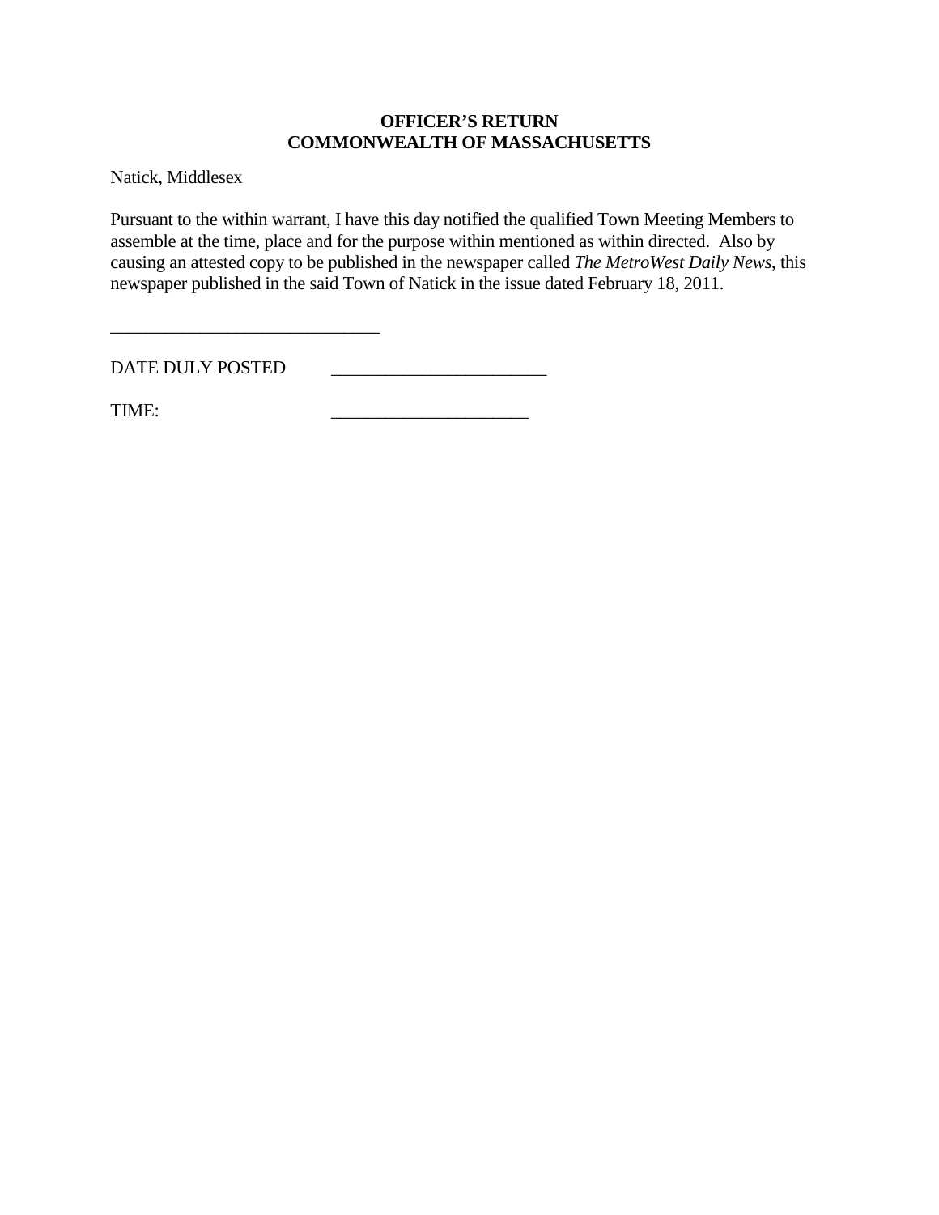**OFFICER'S RETURN**
**COMMONWEALTH OF MASSACHUSETTS**

Natick, Middlesex

Pursuant to the within warrant, I have this day notified the qualified Town Meeting Members to assemble at the time, place and for the purpose within mentioned as within directed. Also by causing an attested copy to be published in the newspaper called *The MetroWest Daily News*, this newspaper published in the said Town of Natick in the issue dated February 18, 2011.

______________________________

DATE DULY POSTED ________________________

TIME: ______________________